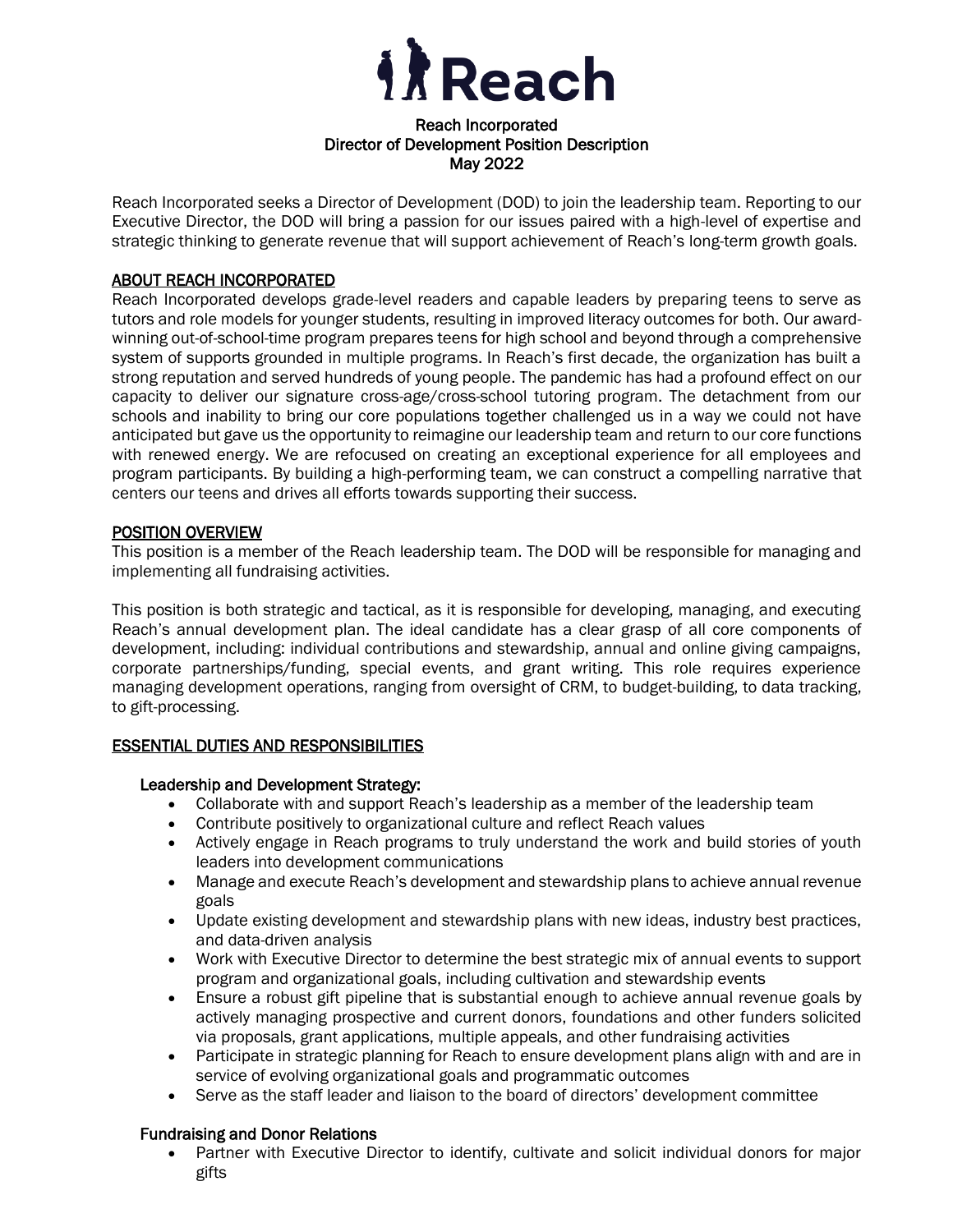# Reach Incorporated

**Director of Development Position Description**
**May 2022**

Reach Incorporated seeks a Director of Development (DOD) to join the leadership team. Reporting to our Executive Director, the DOD will bring a passion for our issues paired with a high-level of expertise and strategic thinking to generate revenue that will support achievement of Reach's long-term growth goals.

## ABOUT REACH INCORPORATED

Reach Incorporated develops grade-level readers and capable leaders by preparing teens to serve as tutors and role models for younger students, resulting in improved literacy outcomes for both. Our award-winning out-of-school-time program prepares teens for high school and beyond through a comprehensive system of supports grounded in multiple programs. In Reach's first decade, the organization has built a strong reputation and served hundreds of young people. The pandemic has had a profound effect on our capacity to deliver our signature cross-age/cross-school tutoring program. The detachment from our schools and inability to bring our core populations together challenged us in a way we could not have anticipated but gave us the opportunity to reimagine our leadership team and return to our core functions with renewed energy. We are refocused on creating an exceptional experience for all employees and program participants. By building a high-performing team, we can construct a compelling narrative that centers our teens and drives all efforts towards supporting their success.

## POSITION OVERVIEW

This position is a member of the Reach leadership team. The DOD will be responsible for managing and implementing all fundraising activities.

This position is both strategic and tactical, as it is responsible for developing, managing, and executing Reach's annual development plan. The ideal candidate has a clear grasp of all core components of development, including: individual contributions and stewardship, annual and online giving campaigns, corporate partnerships/funding, special events, and grant writing. This role requires experience managing development operations, ranging from oversight of CRM, to budget-building, to data tracking, to gift-processing.

## ESSENTIAL DUTIES AND RESPONSIBILITIES

### Leadership and Development Strategy:

- Collaborate with and support Reach's leadership as a member of the leadership team
- Contribute positively to organizational culture and reflect Reach values
- Actively engage in Reach programs to truly understand the work and build stories of youth leaders into development communications
- Manage and execute Reach's development and stewardship plans to achieve annual revenue goals
- Update existing development and stewardship plans with new ideas, industry best practices, and data-driven analysis
- Work with Executive Director to determine the best strategic mix of annual events to support program and organizational goals, including cultivation and stewardship events
- Ensure a robust gift pipeline that is substantial enough to achieve annual revenue goals by actively managing prospective and current donors, foundations and other funders solicited via proposals, grant applications, multiple appeals, and other fundraising activities
- Participate in strategic planning for Reach to ensure development plans align with and are in service of evolving organizational goals and programmatic outcomes
- Serve as the staff leader and liaison to the board of directors' development committee

### Fundraising and Donor Relations

- Partner with Executive Director to identify, cultivate and solicit individual donors for major gifts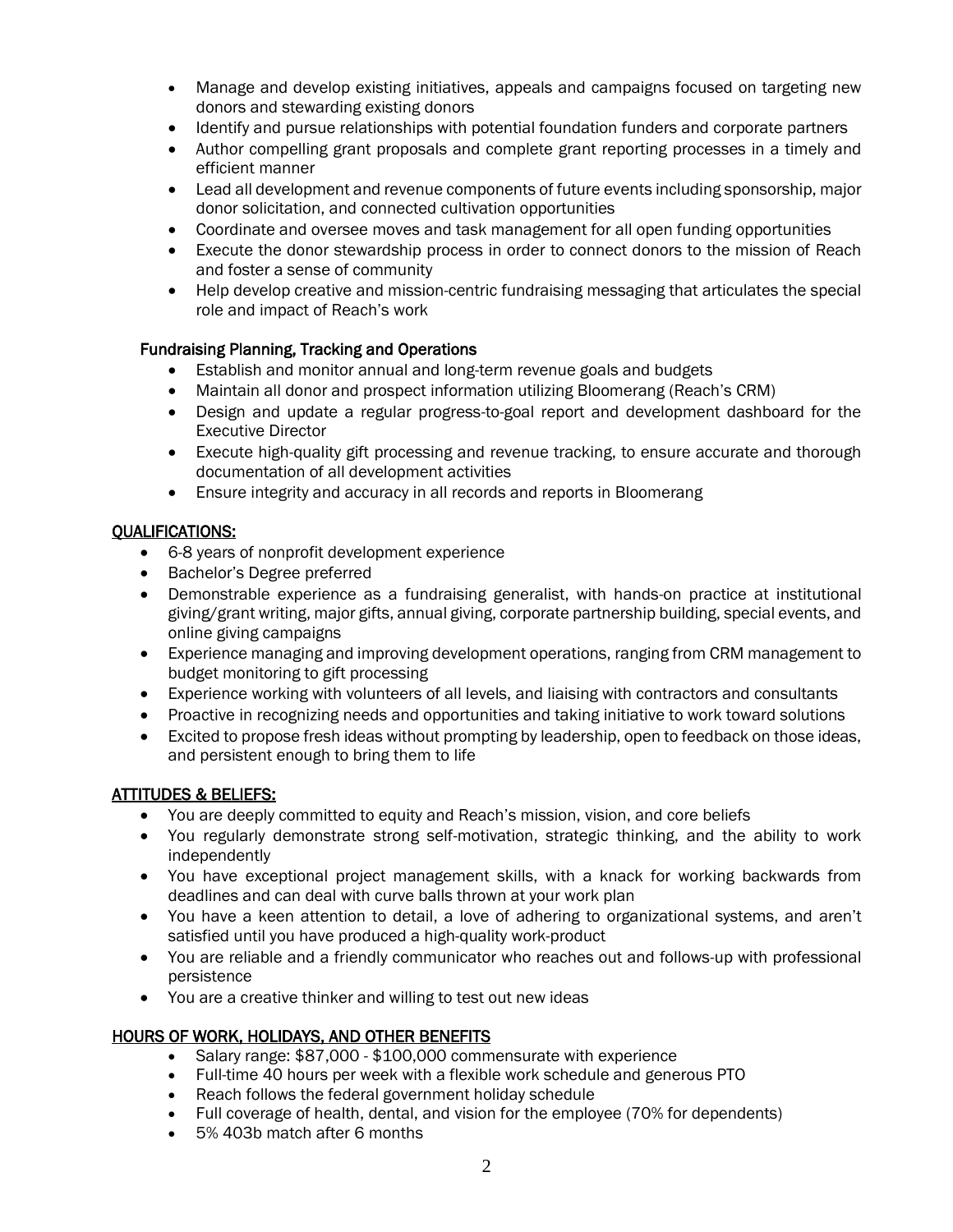- Manage and develop existing initiatives, appeals and campaigns focused on targeting new donors and stewarding existing donors
- Identify and pursue relationships with potential foundation funders and corporate partners
- Author compelling grant proposals and complete grant reporting processes in a timely and efficient manner
- Lead all development and revenue components of future events including sponsorship, major donor solicitation, and connected cultivation opportunities
- Coordinate and oversee moves and task management for all open funding opportunities
- Execute the donor stewardship process in order to connect donors to the mission of Reach and foster a sense of community
- Help develop creative and mission-centric fundraising messaging that articulates the special role and impact of Reach's work

Fundraising Planning, Tracking and Operations

- Establish and monitor annual and long-term revenue goals and budgets
- Maintain all donor and prospect information utilizing Bloomerang (Reach's CRM)
- Design and update a regular progress-to-goal report and development dashboard for the Executive Director
- Execute high-quality gift processing and revenue tracking, to ensure accurate and thorough documentation of all development activities
- Ensure integrity and accuracy in all records and reports in Bloomerang

## QUALIFICATIONS:

- 6-8 years of nonprofit development experience
- Bachelor's Degree preferred
- Demonstrable experience as a fundraising generalist, with hands-on practice at institutional giving/grant writing, major gifts, annual giving, corporate partnership building, special events, and online giving campaigns
- Experience managing and improving development operations, ranging from CRM management to budget monitoring to gift processing
- Experience working with volunteers of all levels, and liaising with contractors and consultants
- Proactive in recognizing needs and opportunities and taking initiative to work toward solutions
- Excited to propose fresh ideas without prompting by leadership, open to feedback on those ideas, and persistent enough to bring them to life

## ATTITUDES & BELIEFS:

- You are deeply committed to equity and Reach's mission, vision, and core beliefs
- You regularly demonstrate strong self-motivation, strategic thinking, and the ability to work independently
- You have exceptional project management skills, with a knack for working backwards from deadlines and can deal with curve balls thrown at your work plan
- You have a keen attention to detail, a love of adhering to organizational systems, and aren't satisfied until you have produced a high-quality work-product
- You are reliable and a friendly communicator who reaches out and follows-up with professional persistence
- You are a creative thinker and willing to test out new ideas

## HOURS OF WORK, HOLIDAYS, AND OTHER BENEFITS

- Salary range: $87,000 - $100,000 commensurate with experience
- Full-time 40 hours per week with a flexible work schedule and generous PTO
- Reach follows the federal government holiday schedule
- Full coverage of health, dental, and vision for the employee (70% for dependents)
- 5% 403b match after 6 months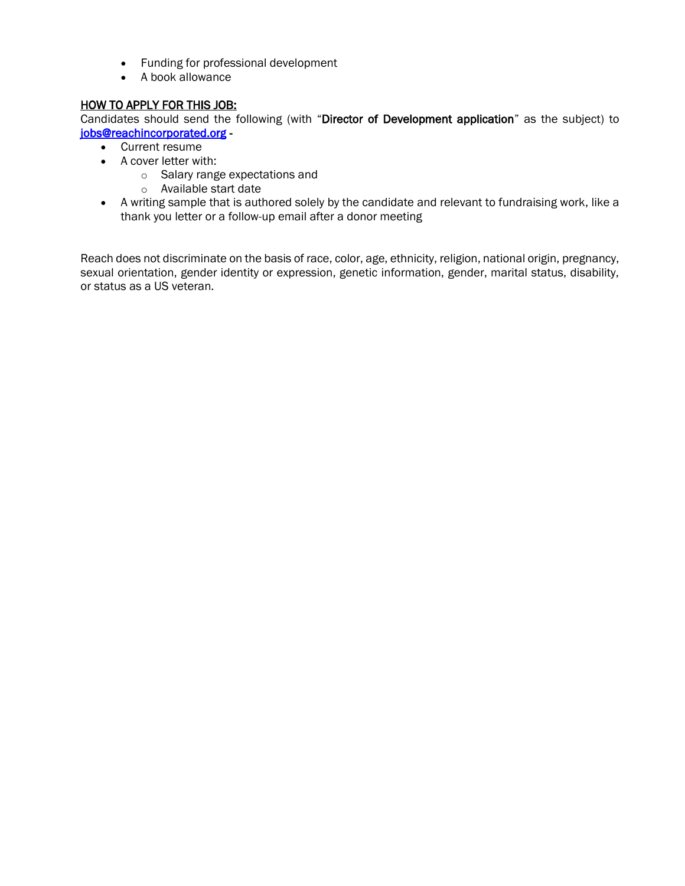- Funding for professional development
- A book allowance

## HOW TO APPLY FOR THIS JOB:

Candidates should send the following (with "**Director of Development application**" as the subject) to [jobs@reachincorporated.org](mailto:jobs@reachincorporated.org) -

- Current resume
- A cover letter with:
  - Salary range expectations and
  - Available start date
- A writing sample that is authored solely by the candidate and relevant to fundraising work, like a thank you letter or a follow-up email after a donor meeting

Reach does not discriminate on the basis of race, color, age, ethnicity, religion, national origin, pregnancy, sexual orientation, gender identity or expression, genetic information, gender, marital status, disability, or status as a US veteran.